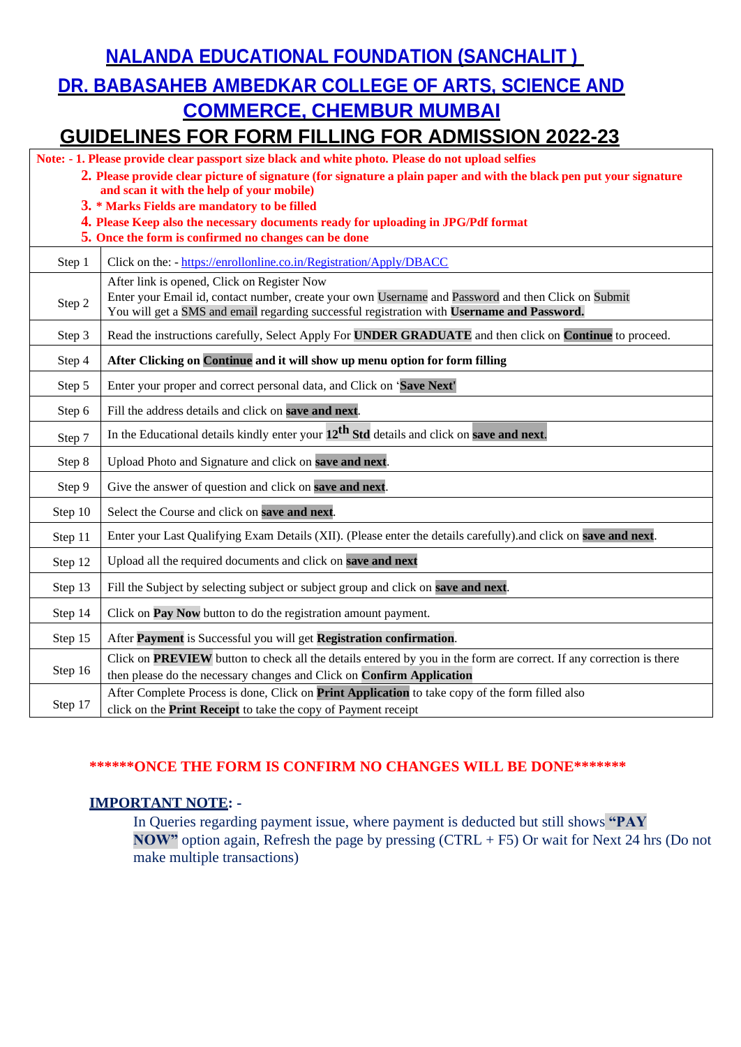# NALANDA EDUCATIONAL FOUNDATION (SANCHALIT )

# DR. BABASAHEB AMBEDKAR COLLEGE OF ARTS, SCIENCE AND COMMERCE, CHEMBUR MUMBAI

# GUIDELINES FOR FORM FILLING FOR ADMISSION 2022-23

**Note: - 1. Please provide clear passport size black and white photo. Please do not upload selfies**

**2. Please provide clear picture of signature (for signature a plain paper and with the black pen put your signature and scan it with the help of your mobile)**

**3. * Marks Fields are mandatory to be filled**

**4. Please Keep also the necessary documents ready for uploading in JPG/Pdf format**

**5. Once the form is confirmed no changes can be done**

| Step | Instructions |
|---|---|
| Step 1 | Click on the: - https://enrollonline.co.in/Registration/Apply/DBACC |
| Step 2 | After link is opened, Click on Register Now<br>Enter your Email id, contact number, create your own Username and Password and then Click on Submit<br>You will get a SMS and email regarding successful registration with **Username and Password.** |
| Step 3 | Read the instructions carefully, Select Apply For **UNDER GRADUATE** and then click on **Continue** to proceed. |
| Step 4 | **After Clicking on Continue and it will show up menu option for form filling** |
| Step 5 | Enter your proper and correct personal data, and Click on '**Save Next**' |
| Step 6 | Fill the address details and click on **save and next**. |
| Step 7 | In the Educational details kindly enter your **12th Std** details and click on **save and next**. |
| Step 8 | Upload Photo and Signature and click on **save and next**. |
| Step 9 | Give the answer of question and click on **save and next**. |
| Step 10 | Select the Course and click on **save and next**. |
| Step 11 | Enter your Last Qualifying Exam Details (XII). (Please enter the details carefully).and click on **save and next**. |
| Step 12 | Upload all the required documents and click on **save and next** |
| Step 13 | Fill the Subject by selecting subject or subject group and click on **save and next**. |
| Step 14 | Click on **Pay Now** button to do the registration amount payment. |
| Step 15 | After **Payment** is Successful you will get **Registration confirmation**. |
| Step 16 | Click on **PREVIEW** button to check all the details entered by you in the form are correct. If any correction is there then please do the necessary changes and Click on **Confirm Application** |
| Step 17 | After Complete Process is done, Click on **Print Application** to take copy of the form filled also click on the **Print Receipt** to take the copy of Payment receipt |

**\*\*\*\*\*\*ONCE THE FORM IS CONFIRM NO CHANGES WILL BE DONE\*\*\*\*\*\*\***

**IMPORTANT NOTE: -**

In Queries regarding payment issue, where payment is deducted but still shows **"PAY NOW"** option again, Refresh the page by pressing (CTRL + F5) Or wait for Next 24 hrs (Do not make multiple transactions)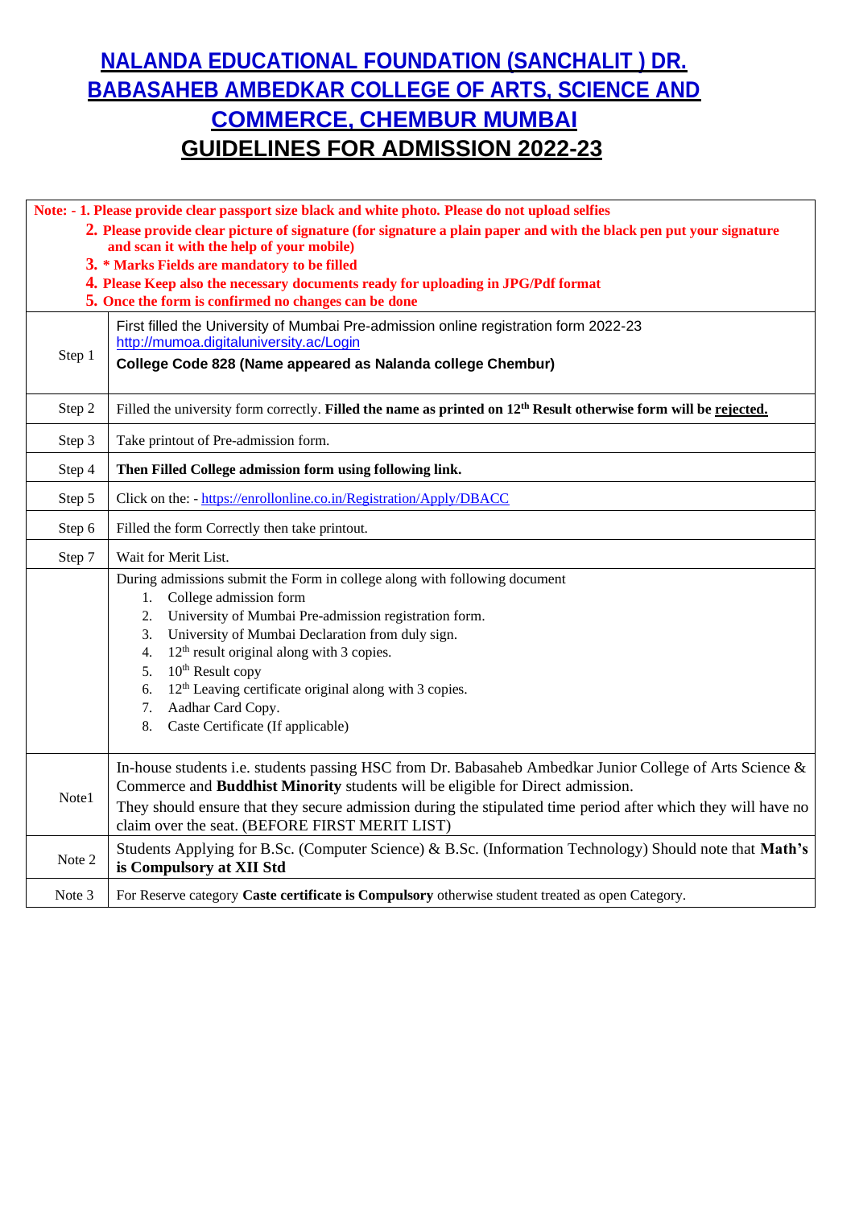# NALANDA EDUCATIONAL FOUNDATION (SANCHALIT ) DR. BABASAHEB AMBEDKAR COLLEGE OF ARTS, SCIENCE AND COMMERCE, CHEMBUR MUMBAI

# GUIDELINES FOR ADMISSION 2022-23

| | |
|---|---|
| **Note: - 1. Please provide clear passport size black and white photo. Please do not upload selfies**<br>**2. Please provide clear picture of signature (for signature a plain paper and with the black pen put your signature and scan it with the help of your mobile)**<br>**3. * Marks Fields are mandatory to be filled**<br>**4. Please Keep also the necessary documents ready for uploading in JPG/Pdf format**<br>**5. Once the form is confirmed no changes can be done** | |
| Step 1 | First filled the University of Mumbai Pre-admission online registration form 2022-23 http://mumoa.digitaluniversity.ac/Login<br>**College Code 828 (Name appeared as Nalanda college Chembur)** |
| Step 2 | Filled the university form correctly. **Filled the name as printed on 12th Result otherwise form will be rejected.** |
| Step 3 | Take printout of Pre-admission form. |
| Step 4 | **Then Filled College admission form using following link.** |
| Step 5 | Click on the: - https://enrollonline.co.in/Registration/Apply/DBACC |
| Step 6 | Filled the form Correctly then take printout. |
| Step 7 | Wait for Merit List. |
| | During admissions submit the Form in college along with following document<br>1. College admission form<br>2. University of Mumbai Pre-admission registration form.<br>3. University of Mumbai Declaration from duly sign.<br>4. 12th result original along with 3 copies.<br>5. 10th Result copy<br>6. 12th Leaving certificate original along with 3 copies.<br>7. Aadhar Card Copy.<br>8. Caste Certificate (If applicable) |
| Note1 | In-house students i.e. students passing HSC from Dr. Babasaheb Ambedkar Junior College of Arts Science & Commerce and **Buddhist Minority** students will be eligible for Direct admission.<br>They should ensure that they secure admission during the stipulated time period after which they will have no claim over the seat. (BEFORE FIRST MERIT LIST) |
| Note 2 | Students Applying for B.Sc. (Computer Science) & B.Sc. (Information Technology) Should note that **Math's is Compulsory at XII Std** |
| Note 3 | For Reserve category **Caste certificate is Compulsory** otherwise student treated as open Category. |